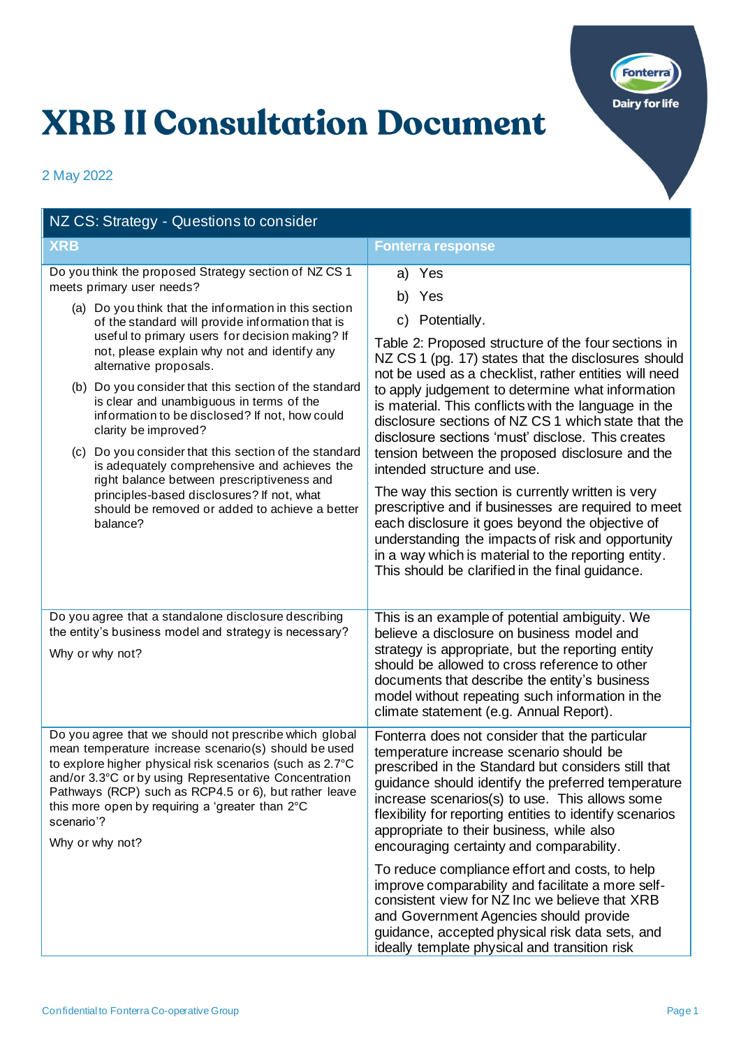# XRB II Consultation Document

2 May 2022

| NZ CS: Strategy - Questions to consider | |
|---|---|
| **XRB** | **Fonterra response** |
| Do you think the proposed Strategy section of NZ CS 1 meets primary user needs?<br>(a) Do you think that the information in this section of the standard will provide information that is useful to primary users for decision making? If not, please explain why not and identify any alternative proposals.<br>(b) Do you consider that this section of the standard is clear and unambiguous in terms of the information to be disclosed? If not, how could clarity be improved?<br>(c) Do you consider that this section of the standard is adequately comprehensive and achieves the right balance between prescriptiveness and principles-based disclosures? If not, what should be removed or added to achieve a better balance? | a) Yes<br>b) Yes<br>c) Potentially.<br>Table 2: Proposed structure of the four sections in NZ CS 1 (pg. 17) states that the disclosures should not be used as a checklist, rather entities will need to apply judgement to determine what information is material. This conflicts with the language in the disclosure sections of NZ CS 1 which state that the disclosure sections 'must' disclose. This creates tension between the proposed disclosure and the intended structure and use.<br>The way this section is currently written is very prescriptive and if businesses are required to meet each disclosure it goes beyond the objective of understanding the impacts of risk and opportunity in a way which is material to the reporting entity. This should be clarified in the final guidance. |
| Do you agree that a standalone disclosure describing the entity's business model and strategy is necessary?<br>Why or why not? | This is an example of potential ambiguity. We believe a disclosure on business model and strategy is appropriate, but the reporting entity should be allowed to cross reference to other documents that describe the entity's business model without repeating such information in the climate statement (e.g. Annual Report). |
| Do you agree that we should not prescribe which global mean temperature increase scenario(s) should be used to explore higher physical risk scenarios (such as 2.7°C and/or 3.3°C or by using Representative Concentration Pathways (RCP) such as RCP4.5 or 6), but rather leave this more open by requiring a 'greater than 2°C scenario'?<br>Why or why not? | Fonterra does not consider that the particular temperature increase scenario should be prescribed in the Standard but considers still that guidance should identify the preferred temperature increase scenarios(s) to use. This allows some flexibility for reporting entities to identify scenarios appropriate to their business, while also encouraging certainty and comparability.<br>To reduce compliance effort and costs, to help improve comparability and facilitate a more self-consistent view for NZ Inc we believe that XRB and Government Agencies should provide guidance, accepted physical risk data sets, and ideally template physical and transition risk |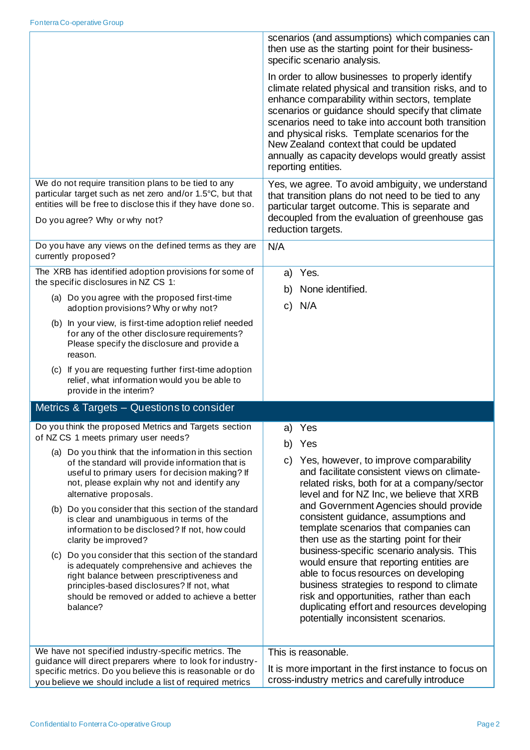| | |
|---|---|
| | scenarios (and assumptions) which companies can then use as the starting point for their business-specific scenario analysis.<br><br>In order to allow businesses to properly identify climate related physical and transition risks, and to enhance comparability within sectors, template scenarios or guidance should specify that climate scenarios need to take into account both transition and physical risks. Template scenarios for the New Zealand context that could be updated annually as capacity develops would greatly assist reporting entities. |
| We do not require transition plans to be tied to any particular target such as net zero and/or 1.5°C, but that entities will be free to disclose this if they have done so.<br><br>Do you agree? Why or why not? | Yes, we agree. To avoid ambiguity, we understand that transition plans do not need to be tied to any particular target outcome. This is separate and decoupled from the evaluation of greenhouse gas reduction targets. |
| Do you have any views on the defined terms as they are currently proposed? | N/A |
| The XRB has identified adoption provisions for some of the specific disclosures in NZ CS 1:<br>(a) Do you agree with the proposed first-time adoption provisions? Why or why not?<br>(b) In your view, is first-time adoption relief needed for any of the other disclosure requirements? Please specify the disclosure and provide a reason.<br>(c) If you are requesting further first-time adoption relief, what information would you be able to provide in the interim? | a) Yes.<br>b) None identified.<br>c) N/A |
| **Metrics & Targets – Questions to consider** | |
| Do you think the proposed Metrics and Targets section of NZ CS 1 meets primary user needs?<br>(a) Do you think that the information in this section of the standard will provide information that is useful to primary users for decision making? If not, please explain why not and identify any alternative proposals.<br>(b) Do you consider that this section of the standard is clear and unambiguous in terms of the information to be disclosed? If not, how could clarity be improved?<br>(c) Do you consider that this section of the standard is adequately comprehensive and achieves the right balance between prescriptiveness and principles-based disclosures? If not, what should be removed or added to achieve a better balance? | a) Yes<br>b) Yes<br>c) Yes, however, to improve comparability and facilitate consistent views on climate-related risks, both for at a company/sector level and for NZ Inc, we believe that XRB and Government Agencies should provide consistent guidance, assumptions and template scenarios that companies can then use as the starting point for their business-specific scenario analysis. This would ensure that reporting entities are able to focus resources on developing business strategies to respond to climate risk and opportunities, rather than each duplicating effort and resources developing potentially inconsistent scenarios. |
| We have not specified industry-specific metrics. The guidance will direct preparers where to look for industry-specific metrics. Do you believe this is reasonable or do you believe we should include a list of required metrics | This is reasonable.<br><br>It is more important in the first instance to focus on cross-industry metrics and carefully introduce |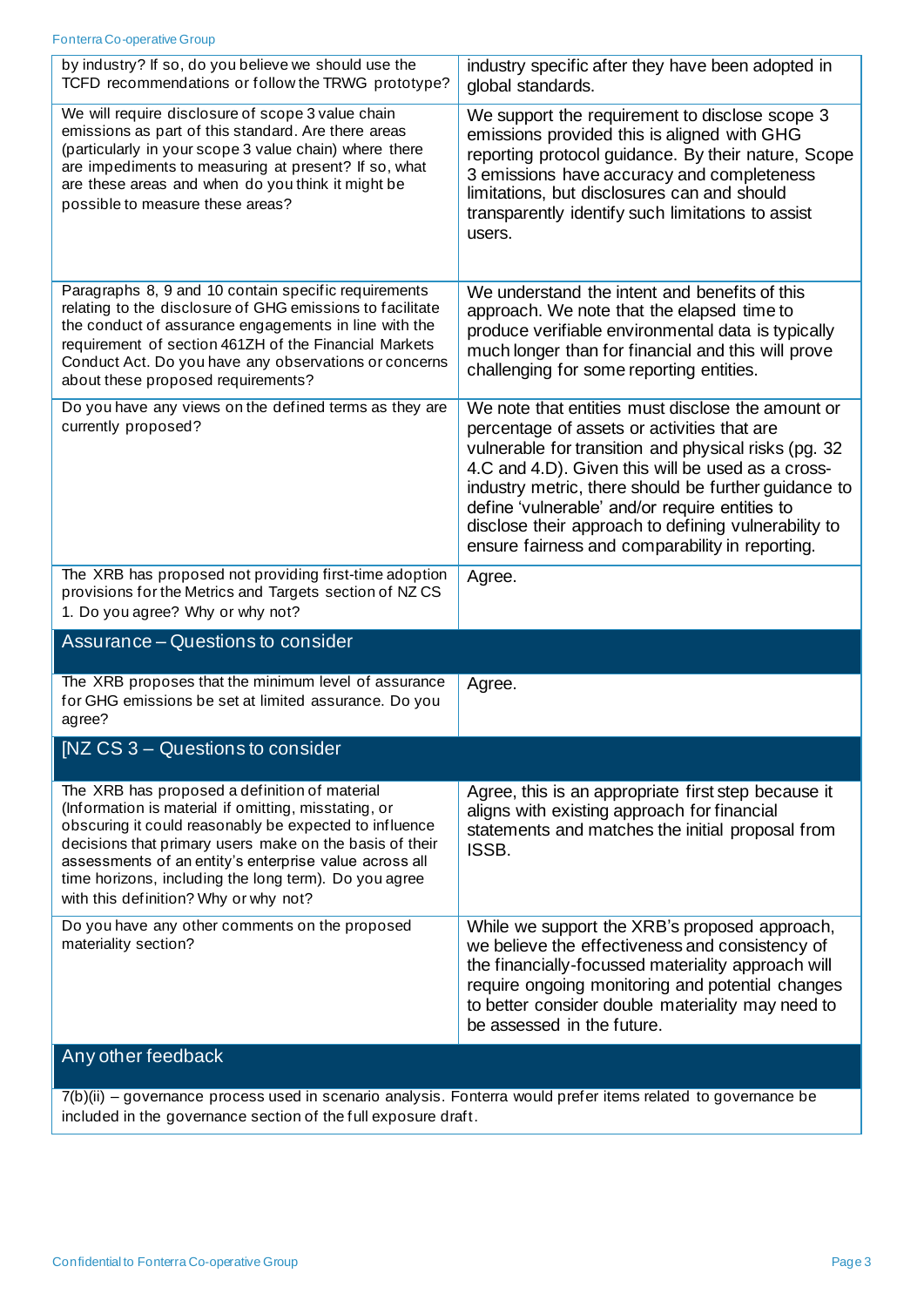| | |
|---|---|
| by industry? If so, do you believe we should use the TCFD recommendations or follow the TRWG prototype? | industry specific after they have been adopted in global standards. |
| We will require disclosure of scope 3 value chain emissions as part of this standard. Are there areas (particularly in your scope 3 value chain) where there are impediments to measuring at present? If so, what are these areas and when do you think it might be possible to measure these areas? | We support the requirement to disclose scope 3 emissions provided this is aligned with GHG reporting protocol guidance. By their nature, Scope 3 emissions have accuracy and completeness limitations, but disclosures can and should transparently identify such limitations to assist users. |
| Paragraphs 8, 9 and 10 contain specific requirements relating to the disclosure of GHG emissions to facilitate the conduct of assurance engagements in line with the requirement of section 461ZH of the Financial Markets Conduct Act. Do you have any observations or concerns about these proposed requirements? | We understand the intent and benefits of this approach. We note that the elapsed time to produce verifiable environmental data is typically much longer than for financial and this will prove challenging for some reporting entities. |
| Do you have any views on the defined terms as they are currently proposed? | We note that entities must disclose the amount or percentage of assets or activities that are vulnerable for transition and physical risks (pg. 32 4.C and 4.D). Given this will be used as a cross-industry metric, there should be further guidance to define 'vulnerable' and/or require entities to disclose their approach to defining vulnerability to ensure fairness and comparability in reporting. |
| The XRB has proposed not providing first-time adoption provisions for the Metrics and Targets section of NZ CS 1. Do you agree? Why or why not? | Agree. |
| **Assurance – Questions to consider** | |
| The XRB proposes that the minimum level of assurance for GHG emissions be set at limited assurance. Do you agree? | Agree. |
| **[NZ CS 3 – Questions to consider** | |
| The XRB has proposed a definition of material (Information is material if omitting, misstating, or obscuring it could reasonably be expected to influence decisions that primary users make on the basis of their assessments of an entity's enterprise value across all time horizons, including the long term). Do you agree with this definition? Why or why not? | Agree, this is an appropriate first step because it aligns with existing approach for financial statements and matches the initial proposal from ISSB. |
| Do you have any other comments on the proposed materiality section? | While we support the XRB's proposed approach, we believe the effectiveness and consistency of the financially-focussed materiality approach will require ongoing monitoring and potential changes to better consider double materiality may need to be assessed in the future. |
| **Any other feedback** | |
| 7(b)(ii) – governance process used in scenario analysis. Fonterra would prefer items related to governance be included in the governance section of the full exposure draft. | |